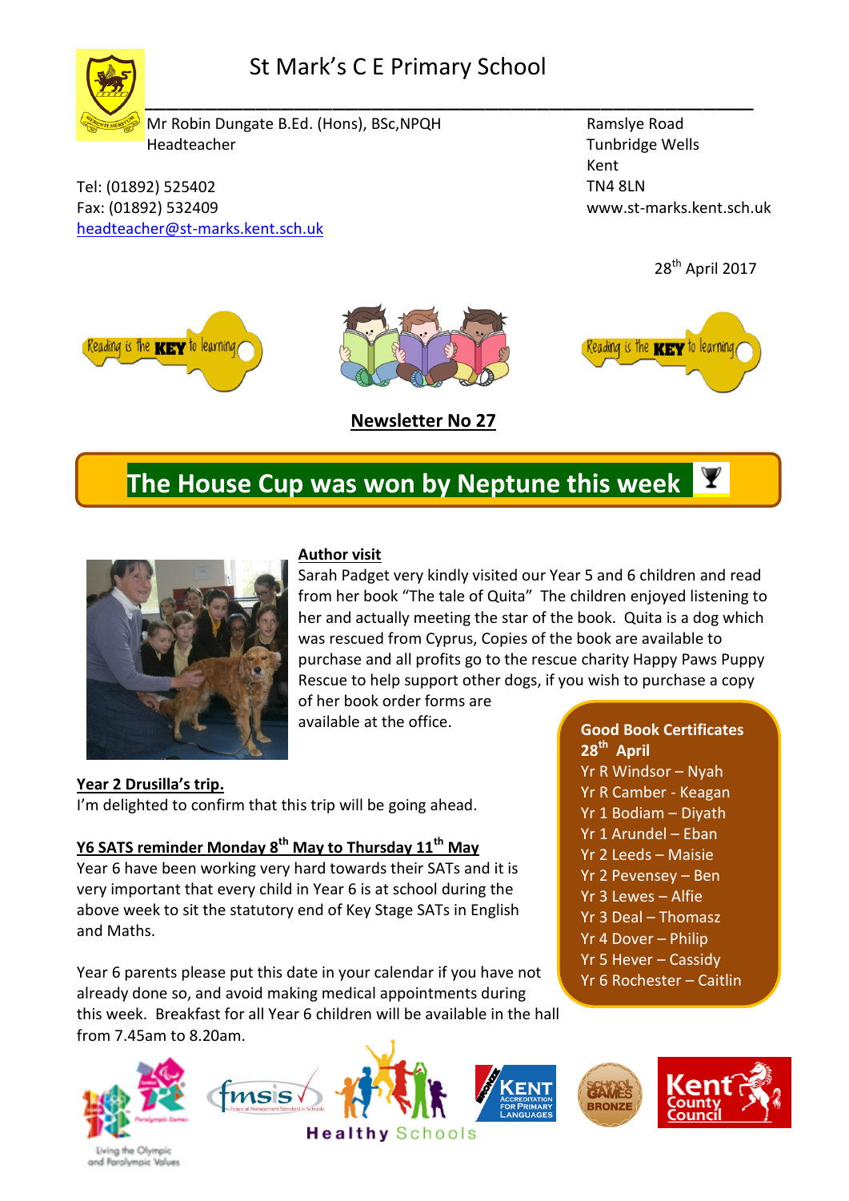# St Mark's C E Primary School

Mr Robin Dungate B.Ed. (Hons), BSc,NPQH
Headteacher

Ramslye Road
Tunbridge Wells
Kent
TN4 8LN
www.st-marks.kent.sch.uk

Tel: (01892) 525402
Fax: (01892) 532409
headteacher@st-marks.kent.sch.uk

28th April 2017

Reading is the KEY to learning

**Newsletter No 27**

## The House Cup was won by Neptune this week

### Author visit

Sarah Padget very kindly visited our Year 5 and 6 children and read from her book "The tale of Quita" The children enjoyed listening to her and actually meeting the star of the book. Quita is a dog which was rescued from Cyprus, Copies of the book are available to purchase and all profits go to the rescue charity Happy Paws Puppy Rescue to help support other dogs, if you wish to purchase a copy of her book order forms are available at the office.

### Year 2 Drusilla's trip.

I'm delighted to confirm that this trip will be going ahead.

### Y6 SATS reminder Monday 8th May to Thursday 11th May

Year 6 have been working very hard towards their SATs and it is very important that every child in Year 6 is at school during the above week to sit the statutory end of Key Stage SATs in English and Maths.

Year 6 parents please put this date in your calendar if you have not already done so, and avoid making medical appointments during this week. Breakfast for all Year 6 children will be available in the hall from 7.45am to 8.20am.

**Good Book Certificates 28th April**

- Yr R Windsor – Nyah
- Yr R Camber - Keagan
- Yr 1 Bodiam – Diyath
- Yr 1 Arundel – Eban
- Yr 2 Leeds – Maisie
- Yr 2 Pevensey – Ben
- Yr 3 Lewes – Alfie
- Yr 3 Deal – Thomasz
- Yr 4 Dover – Philip
- Yr 5 Hever – Cassidy
- Yr 6 Rochester – Caitlin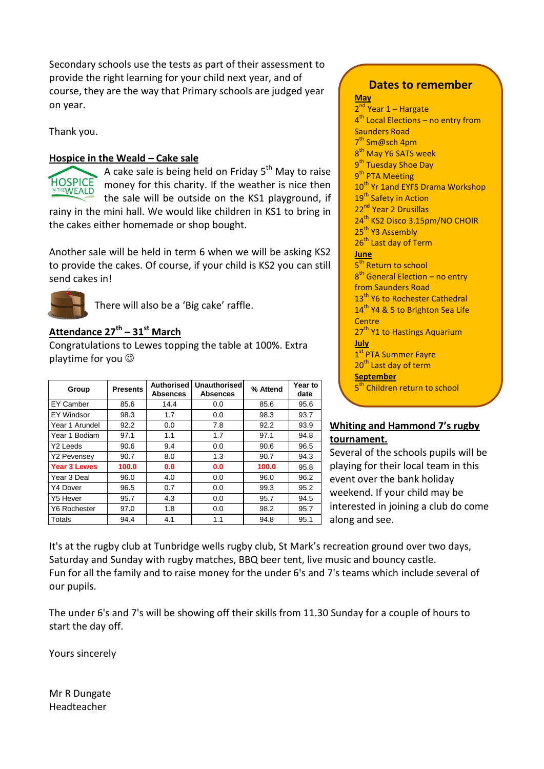Secondary schools use the tests as part of their assessment to provide the right learning for your child next year, and of course, they are the way that Primary schools are judged year on year.

Thank you.

## Hospice in the Weald – Cake sale

A cake sale is being held on Friday 5th May to raise money for this charity. If the weather is nice then the sale will be outside on the KS1 playground, if rainy in the mini hall. We would like children in KS1 to bring in the cakes either homemade or shop bought.

Another sale will be held in term 6 when we will be asking KS2 to provide the cakes. Of course, if your child is KS2 you can still send cakes in!

There will also be a 'Big cake' raffle.

## Attendance 27th – 31st March

Congratulations to Lewes topping the table at 100%. Extra playtime for you ☺

| Group | Presents | Authorised Absences | Unauthorised Absences | % Attend | Year to date |
|---|---|---|---|---|---|
| EY Camber | 85.6 | 14.4 | 0.0 | 85.6 | 95.6 |
| EY Windsor | 98.3 | 1.7 | 0.0 | 98.3 | 93.7 |
| Year 1 Arundel | 92.2 | 0.0 | 7.8 | 92.2 | 93.9 |
| Year 1 Bodiam | 97.1 | 1.1 | 1.7 | 97.1 | 94.8 |
| Y2 Leeds | 90.6 | 9.4 | 0.0 | 90.6 | 96.5 |
| Y2 Pevensey | 90.7 | 8.0 | 1.3 | 90.7 | 94.3 |
| **Year 3 Lewes** | **100.0** | **0.0** | **0.0** | **100.0** | 95.8 |
| Year 3 Deal | 96.0 | 4.0 | 0.0 | 96.0 | 96.2 |
| Y4 Dover | 96.5 | 0.7 | 0.0 | 99.3 | 95.2 |
| Y5 Hever | 95.7 | 4.3 | 0.0 | 95.7 | 94.5 |
| Y6 Rochester | 97.0 | 1.8 | 0.0 | 98.2 | 95.7 |
| Totals | 94.4 | 4.1 | 1.1 | 94.8 | 95.1 |

## Dates to remember

**May**
- 2nd Year 1 – Hargate
- 4th Local Elections – no entry from Saunders Road
- 7th Sm@sch 4pm
- 8th May Y6 SATS week
- 9th Tuesday Shoe Day
- 9th PTA Meeting
- 10th Yr 1and EYFS Drama Workshop
- 19th Safety in Action
- 22nd Year 2 Drusillas
- 24th KS2 Disco 3.15pm/NO CHOIR
- 25th Y3 Assembly
- 26th Last day of Term

**June**
- 5th Return to school
- 8th General Election – no entry from Saunders Road
- 13th Y6 to Rochester Cathedral
- 14th Y4 & 5 to Brighton Sea Life Centre
- 27th Y1 to Hastings Aquarium

**July**
- 1st PTA Summer Fayre
- 20th Last day of term

**September**
- 5th Children return to school

## Whiting and Hammond 7's rugby tournament.

Several of the schools pupils will be playing for their local team in this event over the bank holiday weekend. If your child may be interested in joining a club do come along and see.

It's at the rugby club at Tunbridge wells rugby club, St Mark's recreation ground over two days, Saturday and Sunday with rugby matches, BBQ beer tent, live music and bouncy castle.
Fun for all the family and to raise money for the under 6's and 7's teams which include several of our pupils.

The under 6's and 7's will be showing off their skills from 11.30 Sunday for a couple of hours to start the day off.

Yours sincerely

Mr R Dungate
Headteacher